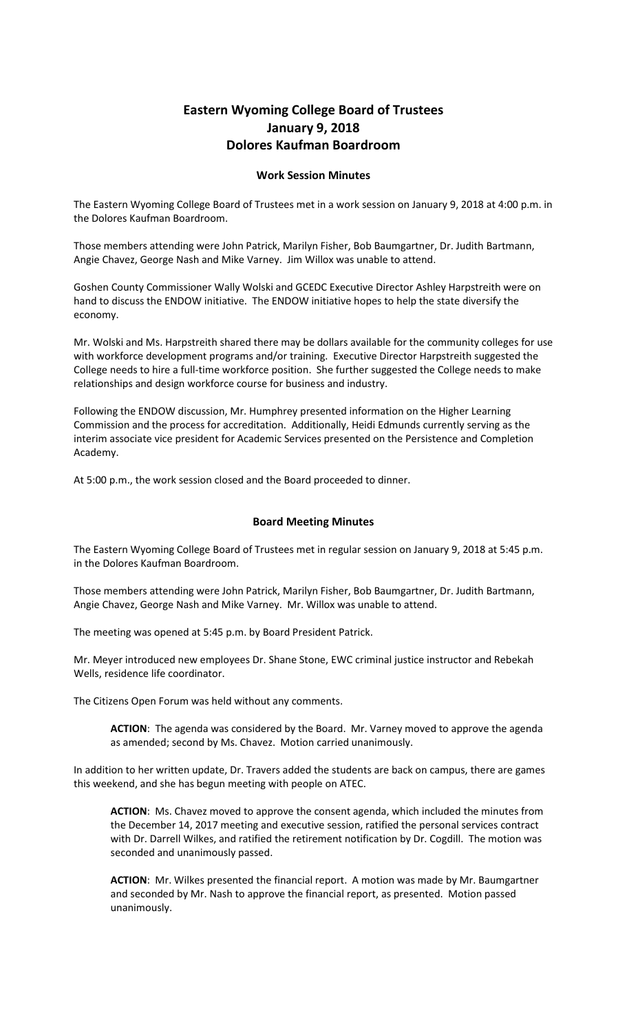# Eastern Wyoming College Board of Trustees
# January 9, 2018
# Dolores Kaufman Boardroom

## Work Session Minutes

The Eastern Wyoming College Board of Trustees met in a work session on January 9, 2018 at 4:00 p.m. in the Dolores Kaufman Boardroom.

Those members attending were John Patrick, Marilyn Fisher, Bob Baumgartner, Dr. Judith Bartmann, Angie Chavez, George Nash and Mike Varney. Jim Willox was unable to attend.

Goshen County Commissioner Wally Wolski and GCEDC Executive Director Ashley Harpstreith were on hand to discuss the ENDOW initiative. The ENDOW initiative hopes to help the state diversify the economy.

Mr. Wolski and Ms. Harpstreith shared there may be dollars available for the community colleges for use with workforce development programs and/or training. Executive Director Harpstreith suggested the College needs to hire a full-time workforce position. She further suggested the College needs to make relationships and design workforce course for business and industry.

Following the ENDOW discussion, Mr. Humphrey presented information on the Higher Learning Commission and the process for accreditation. Additionally, Heidi Edmunds currently serving as the interim associate vice president for Academic Services presented on the Persistence and Completion Academy.

At 5:00 p.m., the work session closed and the Board proceeded to dinner.

## Board Meeting Minutes

The Eastern Wyoming College Board of Trustees met in regular session on January 9, 2018 at 5:45 p.m. in the Dolores Kaufman Boardroom.

Those members attending were John Patrick, Marilyn Fisher, Bob Baumgartner, Dr. Judith Bartmann, Angie Chavez, George Nash and Mike Varney. Mr. Willox was unable to attend.

The meeting was opened at 5:45 p.m. by Board President Patrick.

Mr. Meyer introduced new employees Dr. Shane Stone, EWC criminal justice instructor and Rebekah Wells, residence life coordinator.

The Citizens Open Forum was held without any comments.

> **ACTION**: The agenda was considered by the Board. Mr. Varney moved to approve the agenda as amended; second by Ms. Chavez. Motion carried unanimously.

In addition to her written update, Dr. Travers added the students are back on campus, there are games this weekend, and she has begun meeting with people on ATEC.

> **ACTION**: Ms. Chavez moved to approve the consent agenda, which included the minutes from the December 14, 2017 meeting and executive session, ratified the personal services contract with Dr. Darrell Wilkes, and ratified the retirement notification by Dr. Cogdill. The motion was seconded and unanimously passed.

> **ACTION**: Mr. Wilkes presented the financial report. A motion was made by Mr. Baumgartner and seconded by Mr. Nash to approve the financial report, as presented. Motion passed unanimously.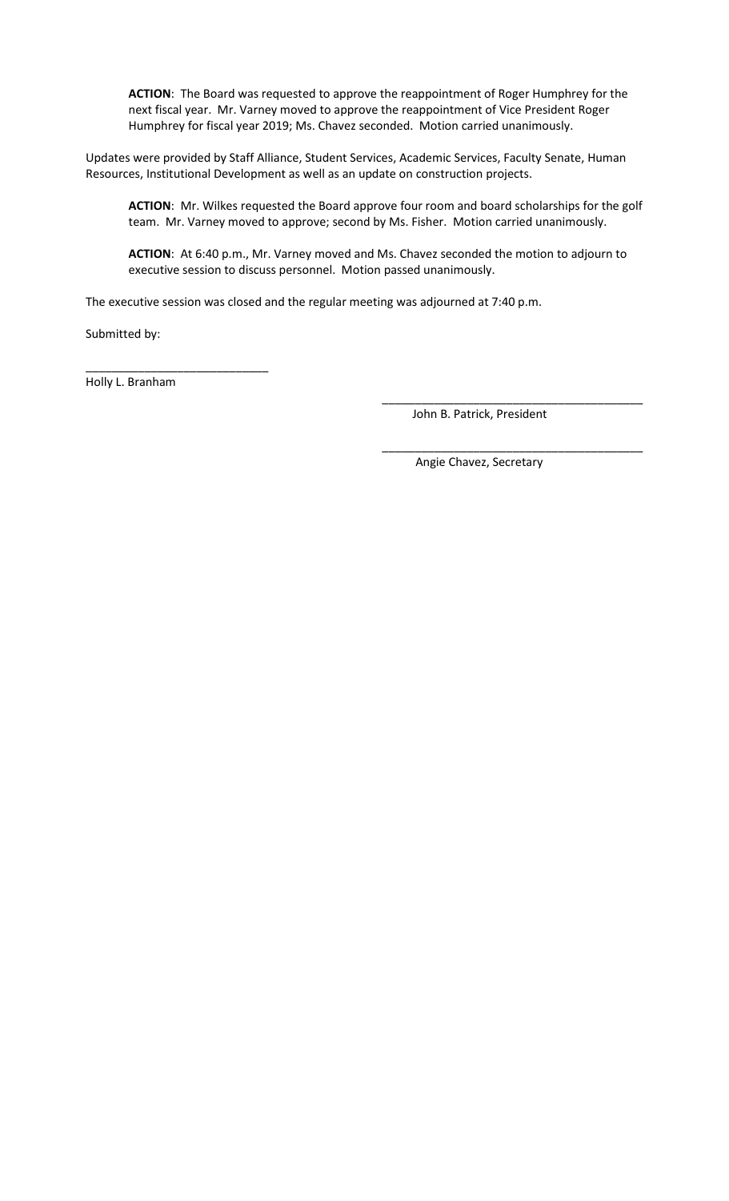**ACTION**: The Board was requested to approve the reappointment of Roger Humphrey for the next fiscal year. Mr. Varney moved to approve the reappointment of Vice President Roger Humphrey for fiscal year 2019; Ms. Chavez seconded. Motion carried unanimously.

Updates were provided by Staff Alliance, Student Services, Academic Services, Faculty Senate, Human Resources, Institutional Development as well as an update on construction projects.

**ACTION**: Mr. Wilkes requested the Board approve four room and board scholarships for the golf team. Mr. Varney moved to approve; second by Ms. Fisher. Motion carried unanimously.

**ACTION**: At 6:40 p.m., Mr. Varney moved and Ms. Chavez seconded the motion to adjourn to executive session to discuss personnel. Motion passed unanimously.

The executive session was closed and the regular meeting was adjourned at 7:40 p.m.

Submitted by:

\_\_\_\_\_\_\_\_\_\_\_\_\_\_\_\_\_\_\_\_\_\_\_\_\_\_\_\_

Holly L. Branham

\_\_\_\_\_\_\_\_\_\_\_\_\_\_\_\_\_\_\_\_\_\_\_\_\_\_\_\_\_\_\_\_\_\_\_\_\_\_\_\_

John B. Patrick, President

\_\_\_\_\_\_\_\_\_\_\_\_\_\_\_\_\_\_\_\_\_\_\_\_\_\_\_\_\_\_\_\_\_\_\_\_\_\_\_\_

Angie Chavez, Secretary